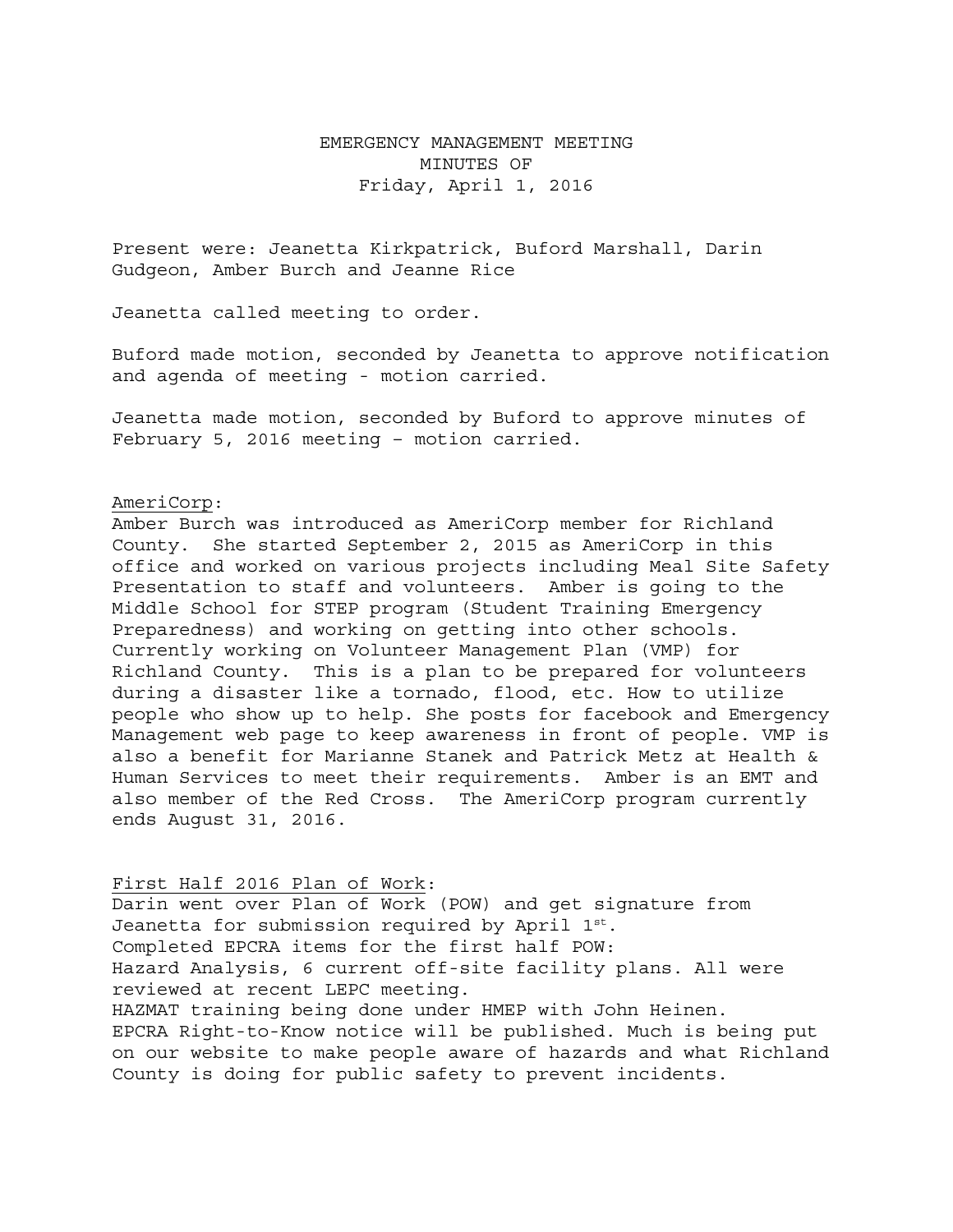# EMERGENCY MANAGEMENT MEETING
## MINUTES OF
## Friday, April 1, 2016

Present were: Jeanetta Kirkpatrick, Buford Marshall, Darin Gudgeon, Amber Burch and Jeanne Rice

Jeanetta called meeting to order.

Buford made motion, seconded by Jeanetta to approve notification and agenda of meeting - motion carried.

Jeanetta made motion, seconded by Buford to approve minutes of February 5, 2016 meeting – motion carried.

<u>AmeriCorp</u>:

Amber Burch was introduced as AmeriCorp member for Richland County. She started September 2, 2015 as AmeriCorp in this office and worked on various projects including Meal Site Safety Presentation to staff and volunteers. Amber is going to the Middle School for STEP program (Student Training Emergency Preparedness) and working on getting into other schools. Currently working on Volunteer Management Plan (VMP) for Richland County. This is a plan to be prepared for volunteers during a disaster like a tornado, flood, etc. How to utilize people who show up to help. She posts for facebook and Emergency Management web page to keep awareness in front of people. VMP is also a benefit for Marianne Stanek and Patrick Metz at Health & Human Services to meet their requirements. Amber is an EMT and also member of the Red Cross. The AmeriCorp program currently ends August 31, 2016.

<u>First Half 2016 Plan of Work</u>:

Darin went over Plan of Work (POW) and get signature from Jeanetta for submission required by April 1st.
Completed EPCRA items for the first half POW:
Hazard Analysis, 6 current off-site facility plans. All were reviewed at recent LEPC meeting.
HAZMAT training being done under HMEP with John Heinen.
EPCRA Right-to-Know notice will be published. Much is being put on our website to make people aware of hazards and what Richland County is doing for public safety to prevent incidents.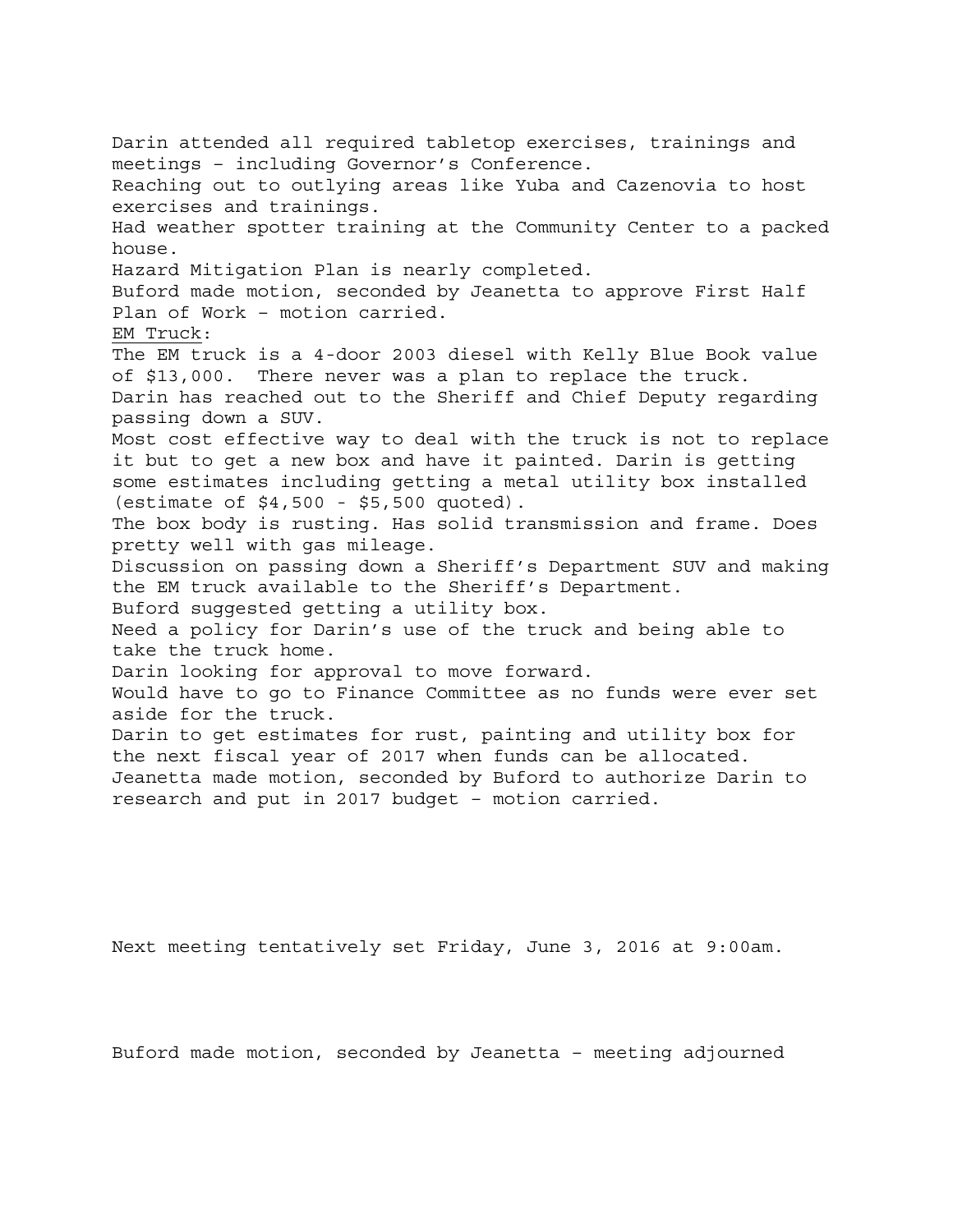Darin attended all required tabletop exercises, trainings and meetings – including Governor's Conference.
Reaching out to outlying areas like Yuba and Cazenovia to host exercises and trainings.
Had weather spotter training at the Community Center to a packed house.
Hazard Mitigation Plan is nearly completed.
Buford made motion, seconded by Jeanetta to approve First Half Plan of Work – motion carried.

<u>EM Truck</u>:

The EM truck is a 4-door 2003 diesel with Kelly Blue Book value of $13,000. There never was a plan to replace the truck.
Darin has reached out to the Sheriff and Chief Deputy regarding passing down a SUV.
Most cost effective way to deal with the truck is not to replace it but to get a new box and have it painted. Darin is getting some estimates including getting a metal utility box installed (estimate of $4,500 - $5,500 quoted).
The box body is rusting. Has solid transmission and frame. Does pretty well with gas mileage.
Discussion on passing down a Sheriff's Department SUV and making the EM truck available to the Sheriff's Department.
Buford suggested getting a utility box.
Need a policy for Darin's use of the truck and being able to take the truck home.
Darin looking for approval to move forward.
Would have to go to Finance Committee as no funds were ever set aside for the truck.
Darin to get estimates for rust, painting and utility box for the next fiscal year of 2017 when funds can be allocated.
Jeanetta made motion, seconded by Buford to authorize Darin to research and put in 2017 budget – motion carried.

Next meeting tentatively set Friday, June 3, 2016 at 9:00am.

Buford made motion, seconded by Jeanetta – meeting adjourned